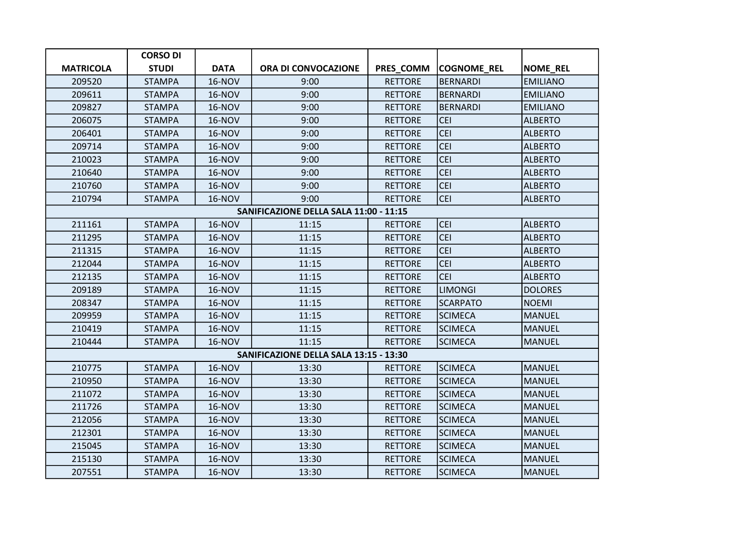| MATRICOLA | CORSO DI STUDI | DATA | ORA DI CONVOCAZIONE | PRES_COMM | COGNOME_REL | NOME_REL |
|---|---|---|---|---|---|---|
| 209520 | STAMPA | 16-NOV | 9:00 | RETTORE | BERNARDI | EMILIANO |
| 209611 | STAMPA | 16-NOV | 9:00 | RETTORE | BERNARDI | EMILIANO |
| 209827 | STAMPA | 16-NOV | 9:00 | RETTORE | BERNARDI | EMILIANO |
| 206075 | STAMPA | 16-NOV | 9:00 | RETTORE | CEI | ALBERTO |
| 206401 | STAMPA | 16-NOV | 9:00 | RETTORE | CEI | ALBERTO |
| 209714 | STAMPA | 16-NOV | 9:00 | RETTORE | CEI | ALBERTO |
| 210023 | STAMPA | 16-NOV | 9:00 | RETTORE | CEI | ALBERTO |
| 210640 | STAMPA | 16-NOV | 9:00 | RETTORE | CEI | ALBERTO |
| 210760 | STAMPA | 16-NOV | 9:00 | RETTORE | CEI | ALBERTO |
| 210794 | STAMPA | 16-NOV | 9:00 | RETTORE | CEI | ALBERTO |
| **SANIFICAZIONE DELLA SALA 11:00 - 11:15** | | | | | | |
| 211161 | STAMPA | 16-NOV | 11:15 | RETTORE | CEI | ALBERTO |
| 211295 | STAMPA | 16-NOV | 11:15 | RETTORE | CEI | ALBERTO |
| 211315 | STAMPA | 16-NOV | 11:15 | RETTORE | CEI | ALBERTO |
| 212044 | STAMPA | 16-NOV | 11:15 | RETTORE | CEI | ALBERTO |
| 212135 | STAMPA | 16-NOV | 11:15 | RETTORE | CEI | ALBERTO |
| 209189 | STAMPA | 16-NOV | 11:15 | RETTORE | LIMONGI | DOLORES |
| 208347 | STAMPA | 16-NOV | 11:15 | RETTORE | SCARPATO | NOEMI |
| 209959 | STAMPA | 16-NOV | 11:15 | RETTORE | SCIMECA | MANUEL |
| 210419 | STAMPA | 16-NOV | 11:15 | RETTORE | SCIMECA | MANUEL |
| 210444 | STAMPA | 16-NOV | 11:15 | RETTORE | SCIMECA | MANUEL |
| **SANIFICAZIONE DELLA SALA 13:15 - 13:30** | | | | | | |
| 210775 | STAMPA | 16-NOV | 13:30 | RETTORE | SCIMECA | MANUEL |
| 210950 | STAMPA | 16-NOV | 13:30 | RETTORE | SCIMECA | MANUEL |
| 211072 | STAMPA | 16-NOV | 13:30 | RETTORE | SCIMECA | MANUEL |
| 211726 | STAMPA | 16-NOV | 13:30 | RETTORE | SCIMECA | MANUEL |
| 212056 | STAMPA | 16-NOV | 13:30 | RETTORE | SCIMECA | MANUEL |
| 212301 | STAMPA | 16-NOV | 13:30 | RETTORE | SCIMECA | MANUEL |
| 215045 | STAMPA | 16-NOV | 13:30 | RETTORE | SCIMECA | MANUEL |
| 215130 | STAMPA | 16-NOV | 13:30 | RETTORE | SCIMECA | MANUEL |
| 207551 | STAMPA | 16-NOV | 13:30 | RETTORE | SCIMECA | MANUEL |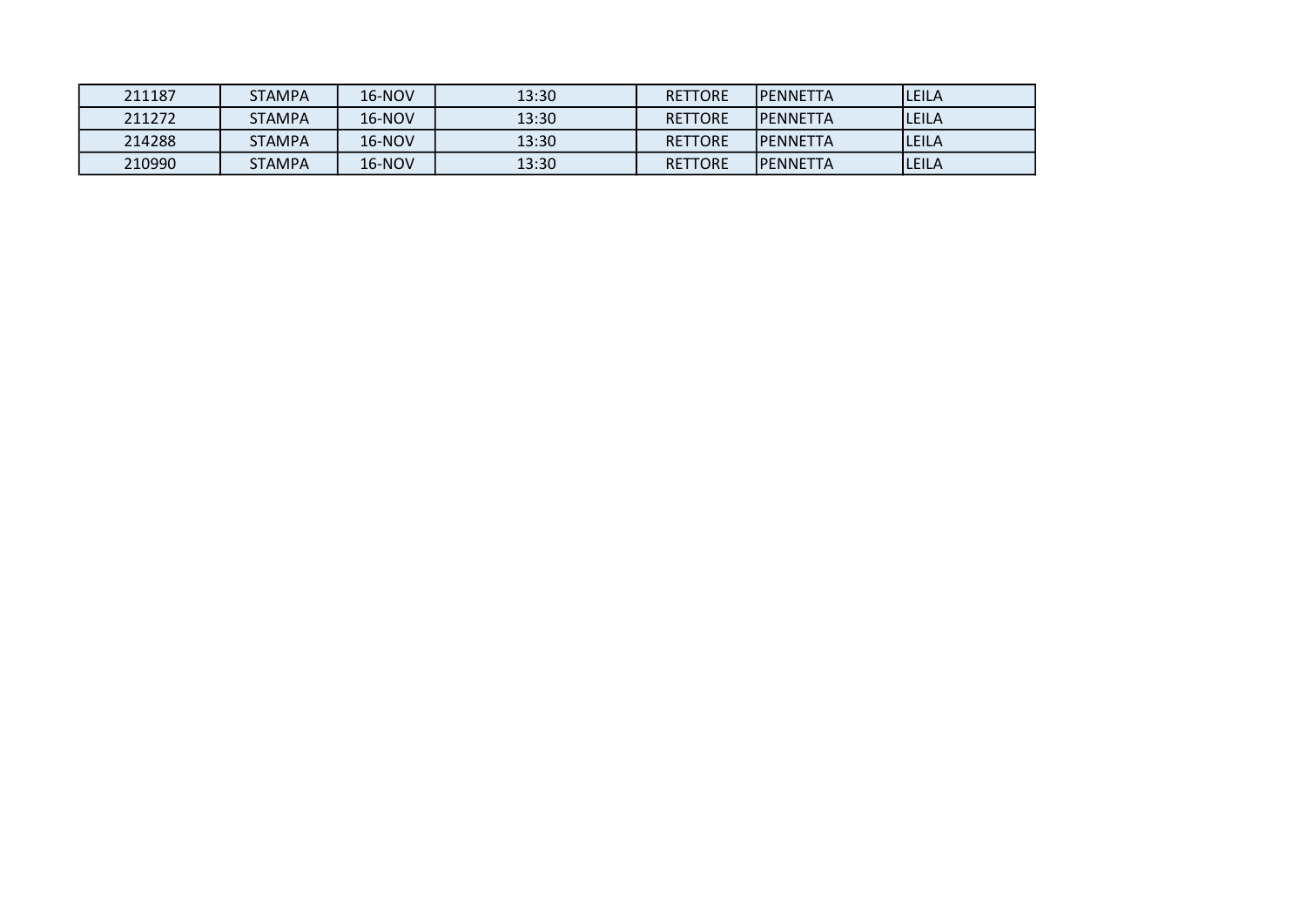| | | | | | | |
|---|---|---|---|---|---|---|
| 211187 | STAMPA | 16-NOV | 13:30 | RETTORE | PENNETTA | LEILA |
| 211272 | STAMPA | 16-NOV | 13:30 | RETTORE | PENNETTA | LEILA |
| 214288 | STAMPA | 16-NOV | 13:30 | RETTORE | PENNETTA | LEILA |
| 210990 | STAMPA | 16-NOV | 13:30 | RETTORE | PENNETTA | LEILA |